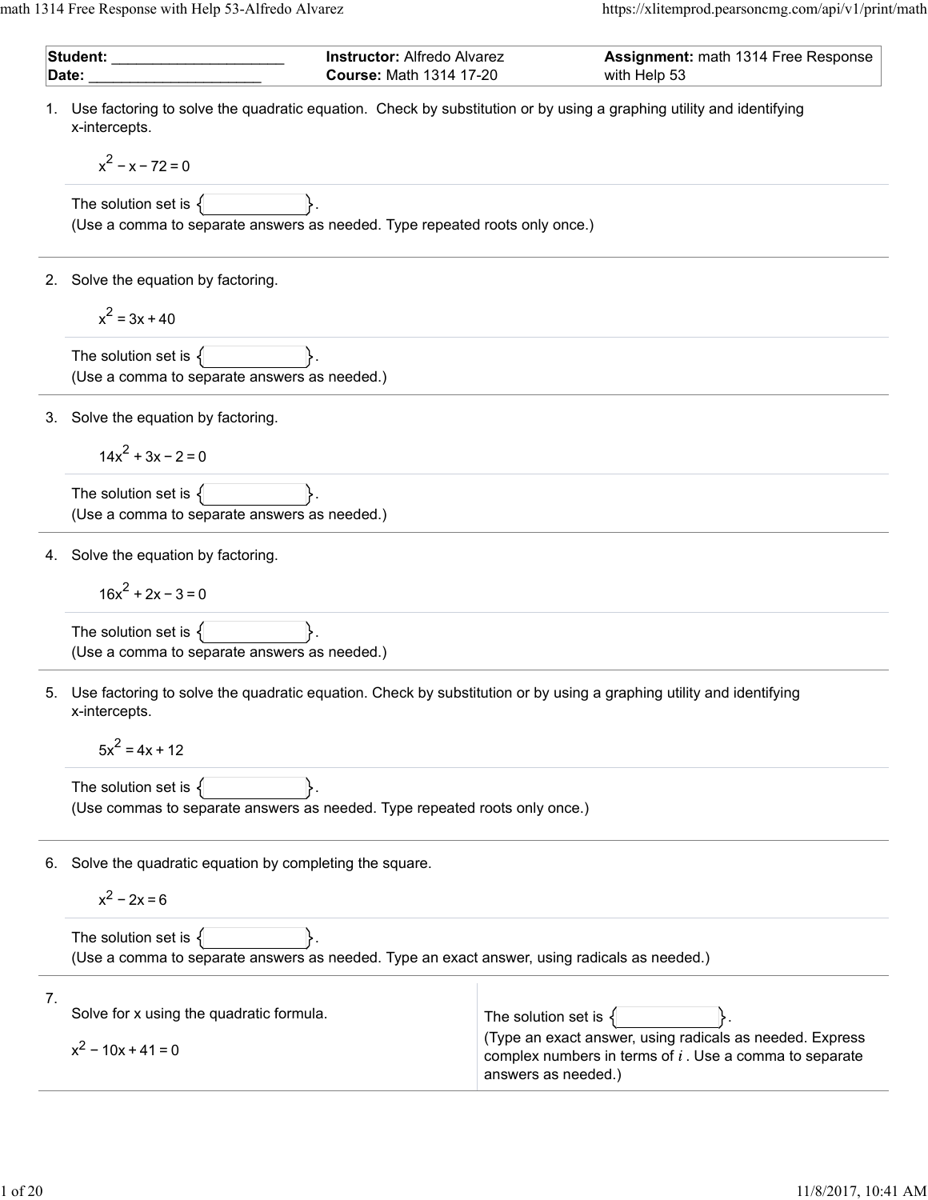| **Student:** _____________________ | **Instructor:** Alfredo Alvarez | **Assignment:** math 1314 Free Response |
|---|---|---|
| **Date:** _____________________ | **Course:** Math 1314 17-20 | with Help 53 |

1. Use factoring to solve the quadratic equation. Check by substitution or by using a graphing utility and identifying x-intercepts.

   $x^2 - x - 72 = 0$

   The solution set is { }.
   (Use a comma to separate answers as needed. Type repeated roots only once.)

2. Solve the equation by factoring.

   $x^2 = 3x + 40$

   The solution set is { }.
   (Use a comma to separate answers as needed.)

3. Solve the equation by factoring.

   $14x^2 + 3x - 2 = 0$

   The solution set is { }.
   (Use a comma to separate answers as needed.)

4. Solve the equation by factoring.

   $16x^2 + 2x - 3 = 0$

   The solution set is { }.
   (Use a comma to separate answers as needed.)

5. Use factoring to solve the quadratic equation. Check by substitution or by using a graphing utility and identifying x-intercepts.

   $5x^2 = 4x + 12$

   The solution set is { }.
   (Use commas to separate answers as needed. Type repeated roots only once.)

6. Solve the quadratic equation by completing the square.

   $x^2 - 2x = 6$

   The solution set is { }.
   (Use a comma to separate answers as needed. Type an exact answer, using radicals as needed.)

7. Solve for x using the quadratic formula.

   $x^2 - 10x + 41 = 0$

   The solution set is { }.
   (Type an exact answer, using radicals as needed. Express complex numbers in terms of $i$. Use a comma to separate answers as needed.)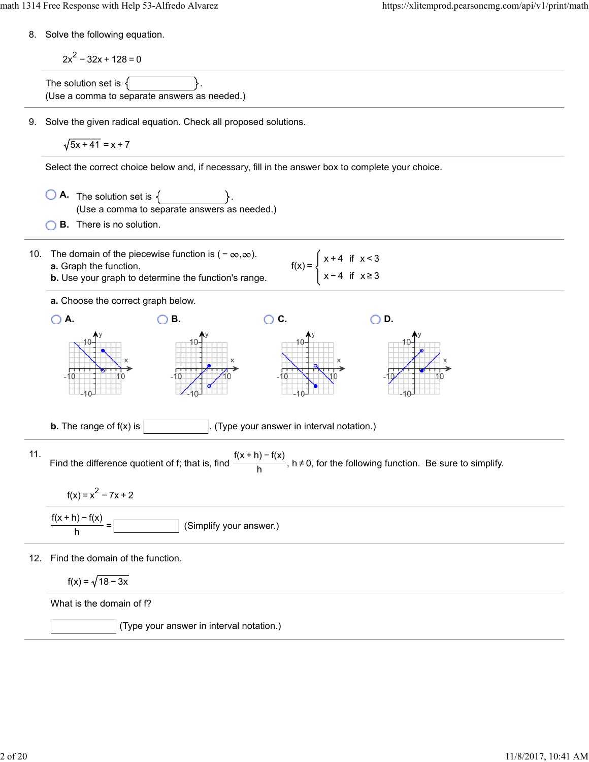8. Solve the following equation.

$$2x^2 - 32x + 128 = 0$$

The solution set is $\{\quad\}$.
(Use a comma to separate answers as needed.)

---

9. Solve the given radical equation. Check all proposed solutions.

$$\sqrt{5x + 41} = x + 7$$

Select the correct choice below and, if necessary, fill in the answer box to complete your choice.

- **A.** The solution set is $\{\quad\}$.
  (Use a comma to separate answers as needed.)
- **B.** There is no solution.

---

10. The domain of the piecewise function is $(-\infty, \infty)$.
**a.** Graph the function.
**b.** Use your graph to determine the function's range.

$$f(x) = \begin{cases} x + 4 & \text{if } x < 3 \\ x - 4 & \text{if } x \geq 3 \end{cases}$$

**a.** Choose the correct graph below.

**A.** **B.** **C.** **D.**

**b.** The range of f(x) is ______. (Type your answer in interval notation.)

---

11. Find the difference quotient of f; that is, find $\frac{f(x+h) - f(x)}{h}$, $h \neq 0$, for the following function. Be sure to simplify.

$$f(x) = x^2 - 7x + 2$$

$$\frac{f(x+h) - f(x)}{h} = \underline{\qquad}$$ (Simplify your answer.)

---

12. Find the domain of the function.

$$f(x) = \sqrt{18 - 3x}$$

What is the domain of f?

______ (Type your answer in interval notation.)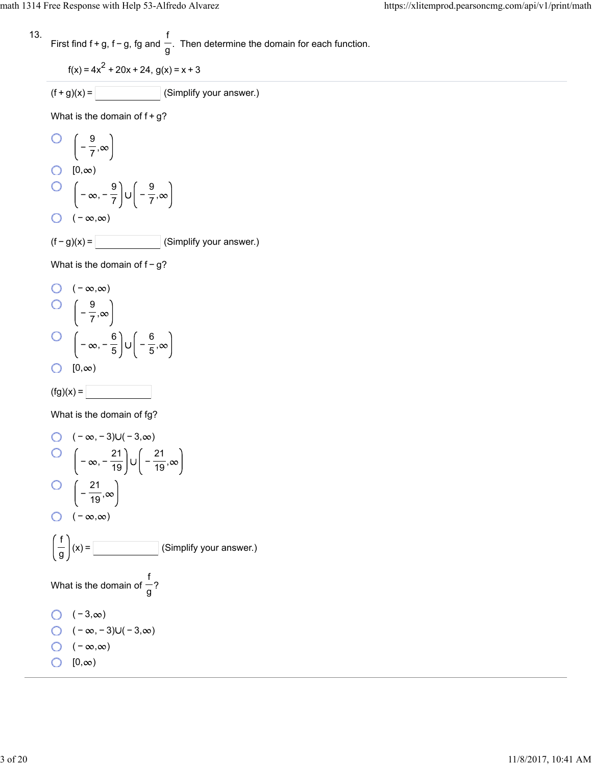13.

First find $f + g$, $f - g$, $fg$ and $\frac{f}{g}$. Then determine the domain for each function.

$f(x) = 4x^2 + 20x + 24$, $g(x) = x + 3$

$(f + g)(x) =$ ______ (Simplify your answer.)

What is the domain of $f + g$?

- $\left(-\frac{9}{7},\infty\right)$
- $[0,\infty)$
- $\left(-\infty,-\frac{9}{7}\right)\cup\left(-\frac{9}{7},\infty\right)$
- $(-\infty,\infty)$

$(f - g)(x) =$ ______ (Simplify your answer.)

What is the domain of $f - g$?

- $(-\infty,\infty)$
- $\left(-\frac{9}{7},\infty\right)$
- $\left(-\infty,-\frac{6}{5}\right)\cup\left(-\frac{6}{5},\infty\right)$
- $[0,\infty)$

$(fg)(x) =$ ______

What is the domain of $fg$?

- $(-\infty,-3)\cup(-3,\infty)$
- $\left(-\infty,-\frac{21}{19}\right)\cup\left(-\frac{21}{19},\infty\right)$
- $\left(-\frac{21}{19},\infty\right)$
- $(-\infty,\infty)$

$\left(\frac{f}{g}\right)(x) =$ ______ (Simplify your answer.)

What is the domain of $\frac{f}{g}$?

- $(-3,\infty)$
- $(-\infty,-3)\cup(-3,\infty)$
- $(-\infty,\infty)$
- $[0,\infty)$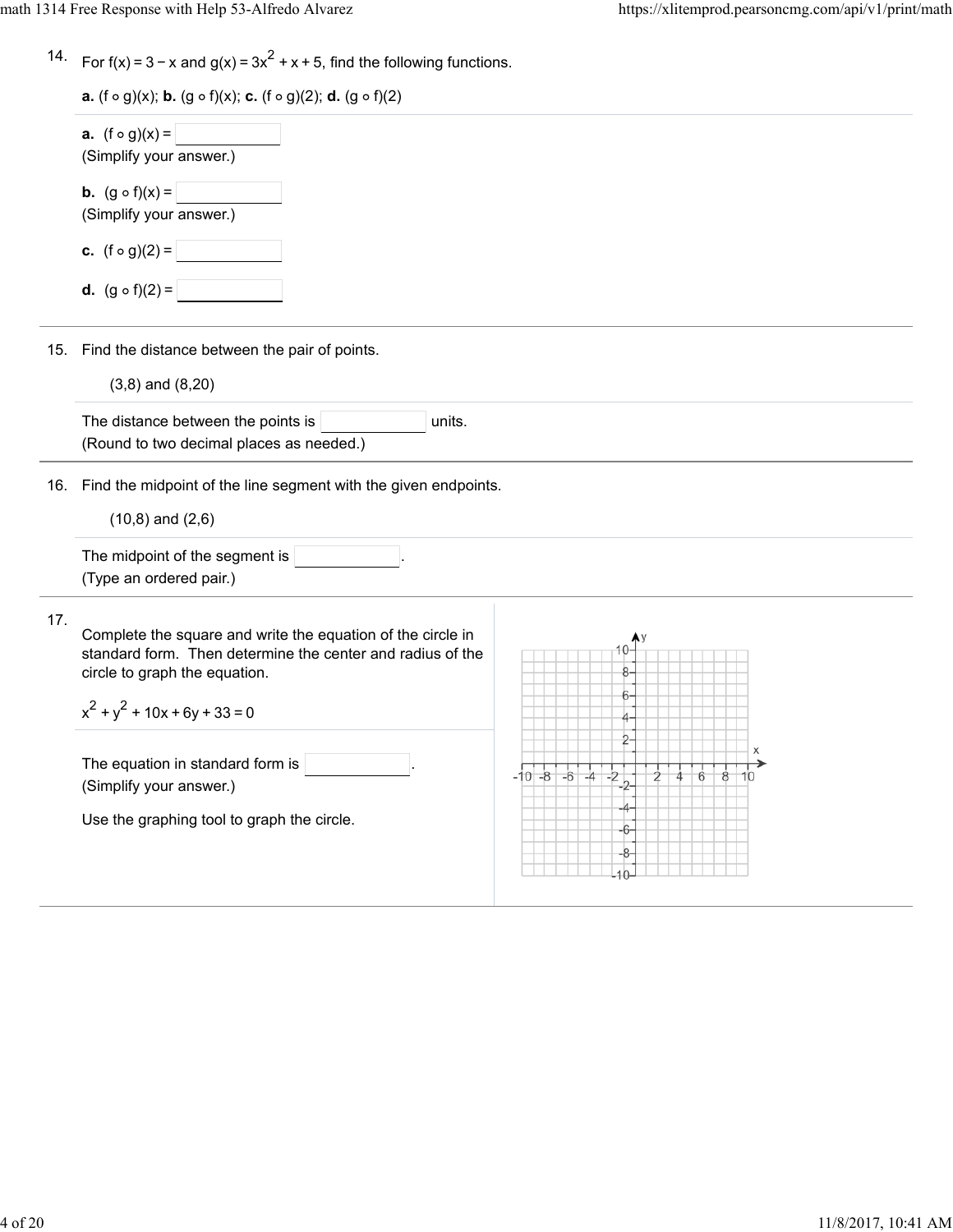14. For $f(x) = 3 - x$ and $g(x) = 3x^2 + x + 5$, find the following functions.

**a.** $(f \circ g)(x)$; **b.** $(g \circ f)(x)$; **c.** $(f \circ g)(2)$; **d.** $(g \circ f)(2)$

**a.** $(f \circ g)(x) =$ ______
(Simplify your answer.)

**b.** $(g \circ f)(x) =$ ______
(Simplify your answer.)

**c.** $(f \circ g)(2) =$ ______

**d.** $(g \circ f)(2) =$ ______

15. Find the distance between the pair of points.

(3,8) and (8,20)

The distance between the points is ______ units.
(Round to two decimal places as needed.)

16. Find the midpoint of the line segment with the given endpoints.

(10,8) and (2,6)

The midpoint of the segment is ______.
(Type an ordered pair.)

17. Complete the square and write the equation of the circle in standard form. Then determine the center and radius of the circle to graph the equation.

$x^2 + y^2 + 10x + 6y + 33 = 0$

The equation in standard form is ______.
(Simplify your answer.)

Use the graphing tool to graph the circle.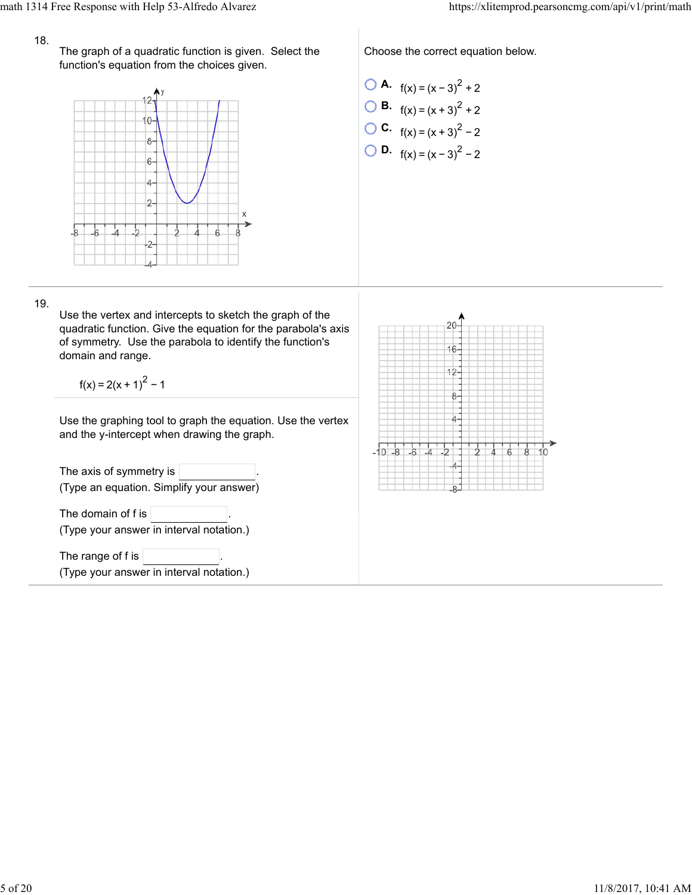18.

The graph of a quadratic function is given. Select the function's equation from the choices given.

Choose the correct equation below.

- **A.** $f(x) = (x - 3)^2 + 2$
- **B.** $f(x) = (x + 3)^2 + 2$
- **C.** $f(x) = (x + 3)^2 - 2$
- **D.** $f(x) = (x - 3)^2 - 2$

19.

Use the vertex and intercepts to sketch the graph of the quadratic function. Give the equation for the parabola's axis of symmetry. Use the parabola to identify the function's domain and range.

$$f(x) = 2(x + 1)^2 - 1$$

Use the graphing tool to graph the equation. Use the vertex and the y-intercept when drawing the graph.

The axis of symmetry is ________.
(Type an equation. Simplify your answer)

The domain of f is ________.
(Type your answer in interval notation.)

The range of f is ________.
(Type your answer in interval notation.)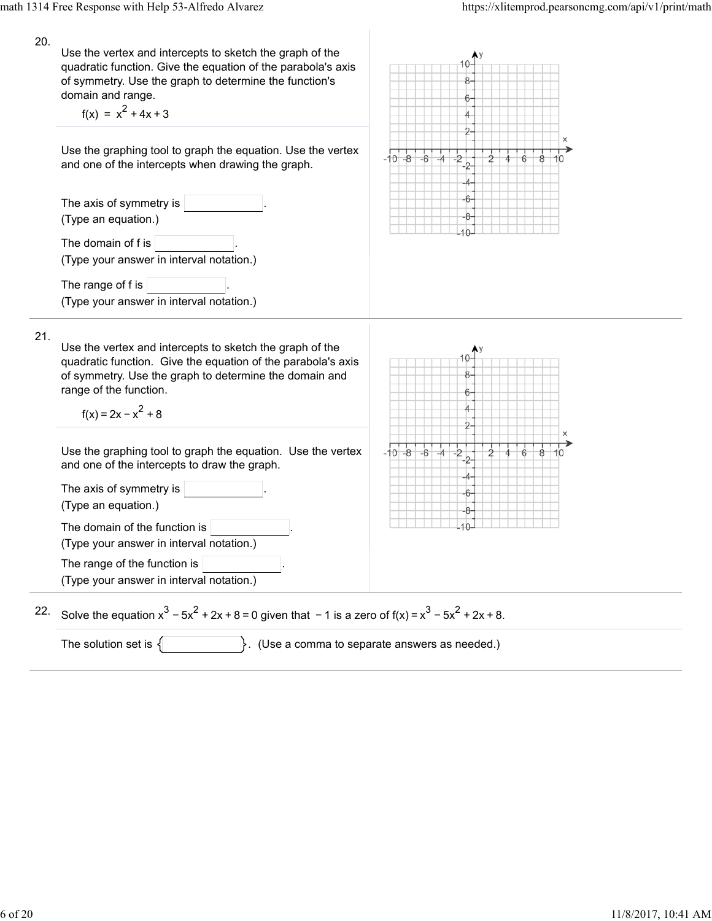20\.

Use the vertex and intercepts to sketch the graph of the quadratic function. Give the equation of the parabola's axis of symmetry. Use the graph to determine the function's domain and range.

$$f(x) = x^2 + 4x + 3$$

Use the graphing tool to graph the equation. Use the vertex and one of the intercepts when drawing the graph.

The axis of symmetry is ____________.
(Type an equation.)

The domain of f is ____________.
(Type your answer in interval notation.)

The range of f is ____________.
(Type your answer in interval notation.)

21\.

Use the vertex and intercepts to sketch the graph of the quadratic function. Give the equation of the parabola's axis of symmetry. Use the graph to determine the domain and range of the function.

$$f(x) = 2x - x^2 + 8$$

Use the graphing tool to graph the equation. Use the vertex and one of the intercepts to draw the graph.

The axis of symmetry is ____________.
(Type an equation.)

The domain of the function is ____________.
(Type your answer in interval notation.)

The range of the function is ____________.
(Type your answer in interval notation.)

22\.

Solve the equation $x^3 - 5x^2 + 2x + 8 = 0$ given that $-1$ is a zero of $f(x) = x^3 - 5x^2 + 2x + 8$.

The solution set is { ____________ }. (Use a comma to separate answers as needed.)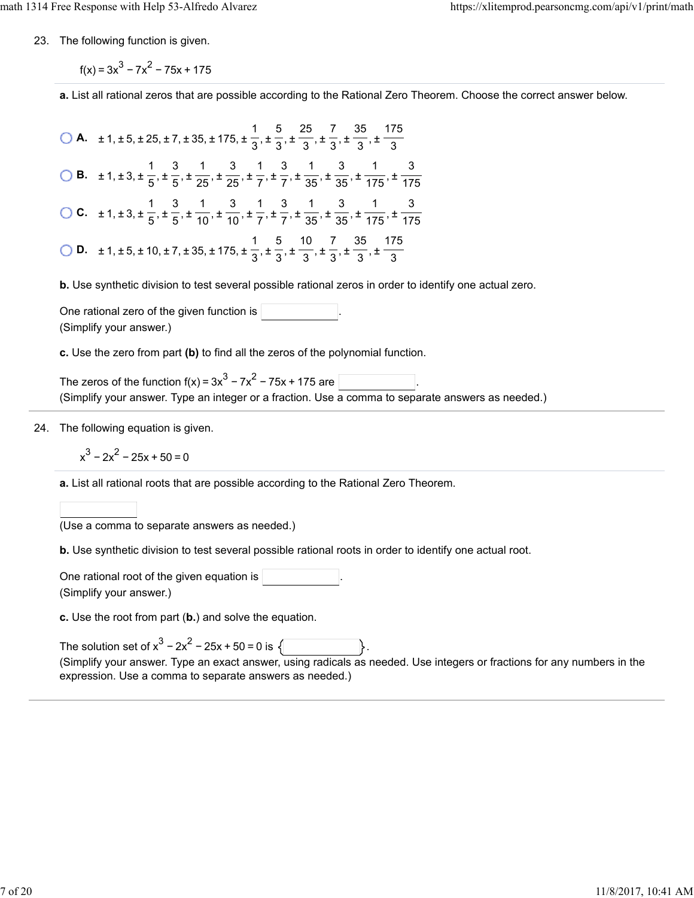23. The following function is given.

$$f(x) = 3x^3 - 7x^2 - 75x + 175$$

**a.** List all rational zeros that are possible according to the Rational Zero Theorem. Choose the correct answer below.

- **A.** $\pm 1, \pm 5, \pm 25, \pm 7, \pm 35, \pm 175, \pm \frac{1}{3}, \pm \frac{5}{3}, \pm \frac{25}{3}, \pm \frac{7}{3}, \pm \frac{35}{3}, \pm \frac{175}{3}$
- **B.** $\pm 1, \pm 3, \pm \frac{1}{5}, \pm \frac{3}{5}, \pm \frac{1}{25}, \pm \frac{3}{25}, \pm \frac{1}{7}, \pm \frac{3}{7}, \pm \frac{1}{35}, \pm \frac{3}{35}, \pm \frac{1}{175}, \pm \frac{3}{175}$
- **C.** $\pm 1, \pm 3, \pm \frac{1}{5}, \pm \frac{3}{5}, \pm \frac{1}{10}, \pm \frac{3}{10}, \pm \frac{1}{7}, \pm \frac{3}{7}, \pm \frac{1}{35}, \pm \frac{3}{35}, \pm \frac{1}{175}, \pm \frac{3}{175}$
- **D.** $\pm 1, \pm 5, \pm 10, \pm 7, \pm 35, \pm 175, \pm \frac{1}{3}, \pm \frac{5}{3}, \pm \frac{10}{3}, \pm \frac{7}{3}, \pm \frac{35}{3}, \pm \frac{175}{3}$

**b.** Use synthetic division to test several possible rational zeros in order to identify one actual zero.

One rational zero of the given function is \_\_\_\_\_\_\_\_.
(Simplify your answer.)

**c.** Use the zero from part **(b)** to find all the zeros of the polynomial function.

The zeros of the function $f(x) = 3x^3 - 7x^2 - 75x + 175$ are \_\_\_\_\_\_\_\_.
(Simplify your answer. Type an integer or a fraction. Use a comma to separate answers as needed.)

24. The following equation is given.

$$x^3 - 2x^2 - 25x + 50 = 0$$

**a.** List all rational roots that are possible according to the Rational Zero Theorem.

\_\_\_\_\_\_\_\_
(Use a comma to separate answers as needed.)

**b.** Use synthetic division to test several possible rational roots in order to identify one actual root.

One rational root of the given equation is \_\_\_\_\_\_\_\_.
(Simplify your answer.)

**c.** Use the root from part (**b.**) and solve the equation.

The solution set of $x^3 - 2x^2 - 25x + 50 = 0$ is $\{\ \_\_\_\_\_\_\_\_\ \}$.
(Simplify your answer. Type an exact answer, using radicals as needed. Use integers or fractions for any numbers in the expression. Use a comma to separate answers as needed.)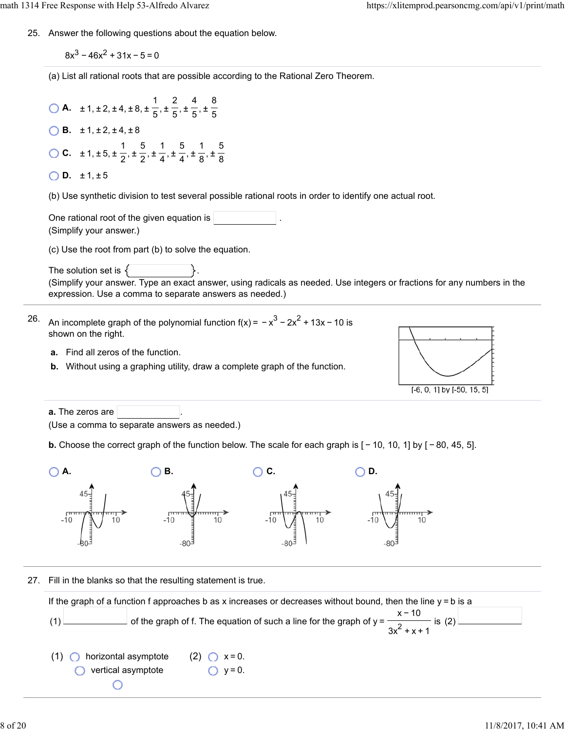25. Answer the following questions about the equation below.

$$8x^3 - 46x^2 + 31x - 5 = 0$$

(a) List all rational roots that are possible according to the Rational Zero Theorem.

- **A.** $\pm 1, \pm 2, \pm 4, \pm 8, \pm \frac{1}{5}, \pm \frac{2}{5}, \pm \frac{4}{5}, \pm \frac{8}{5}$
- **B.** $\pm 1, \pm 2, \pm 4, \pm 8$
- **C.** $\pm 1, \pm 5, \pm \frac{1}{2}, \pm \frac{5}{2}, \pm \frac{1}{4}, \pm \frac{5}{4}, \pm \frac{1}{8}, \pm \frac{5}{8}$
- **D.** $\pm 1, \pm 5$

(b) Use synthetic division to test several possible rational roots in order to identify one actual root.

One rational root of the given equation is ______ .
(Simplify your answer.)

(c) Use the root from part (b) to solve the equation.

The solution set is { ______ }.
(Simplify your answer. Type an exact answer, using radicals as needed. Use integers or fractions for any numbers in the expression. Use a comma to separate answers as needed.)

26. An incomplete graph of the polynomial function $f(x) = -x^3 - 2x^2 + 13x - 10$ is shown on the right.

   **a.** Find all zeros of the function.
   **b.** Without using a graphing utility, draw a complete graph of the function.

[-6, 0, 1] by [-50, 15, 5]

**a.** The zeros are ______ .
(Use a comma to separate answers as needed.)

**b.** Choose the correct graph of the function below. The scale for each graph is [ − 10, 10, 1] by [ − 80, 45, 5].

- **A.**
- **B.**
- **C.**
- **D.**

27. Fill in the blanks so that the resulting statement is true.

If the graph of a function f approaches b as x increases or decreases without bound, then the line y = b is a (1) ______ of the graph of f. The equation of such a line for the graph of $y = \frac{x - 10}{3x^2 + x + 1}$ is (2) ______

(1)
- horizontal asymptote
- vertical asymptote

(2)
- $x = 0$.
- $y = 0$.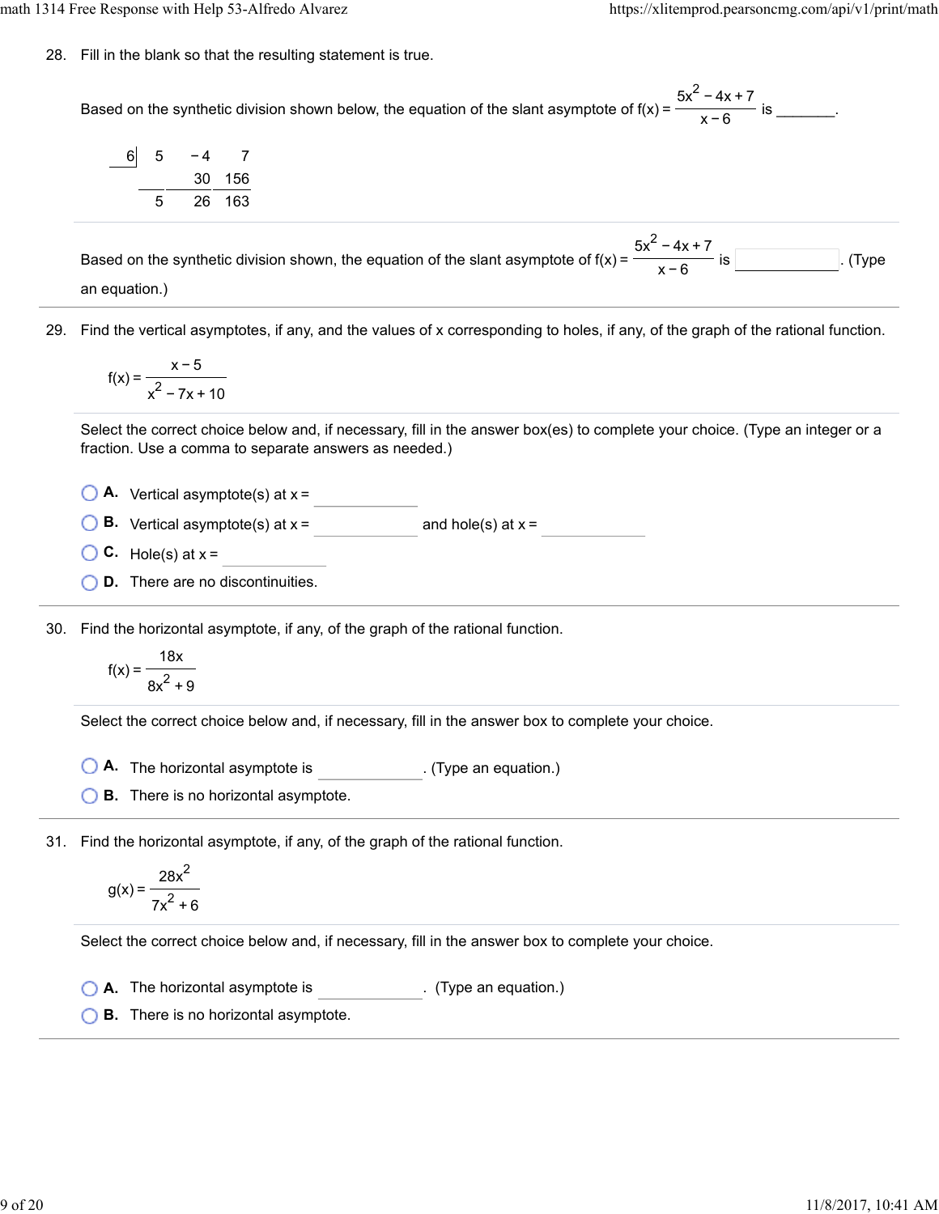28. Fill in the blank so that the resulting statement is true.

Based on the synthetic division shown below, the equation of the slant asymptote of $f(x) = \dfrac{5x^2 - 4x + 7}{x - 6}$ is _______.

| 6 | 5 | −4 | 7 |
|---|---|---|---|
| | | 30 | 156 |
| | 5 | 26 | 163 |

Based on the synthetic division shown, the equation of the slant asymptote of $f(x) = \dfrac{5x^2 - 4x + 7}{x - 6}$ is ______. (Type an equation.)

29. Find the vertical asymptotes, if any, and the values of x corresponding to holes, if any, of the graph of the rational function.

$$f(x) = \frac{x - 5}{x^2 - 7x + 10}$$

Select the correct choice below and, if necessary, fill in the answer box(es) to complete your choice. (Type an integer or a fraction. Use a comma to separate answers as needed.)

- **A.** Vertical asymptote(s) at x = ______
- **B.** Vertical asymptote(s) at x = ______ and hole(s) at x = ______
- **C.** Hole(s) at x = ______
- **D.** There are no discontinuities.

30. Find the horizontal asymptote, if any, of the graph of the rational function.

$$f(x) = \frac{18x}{8x^2 + 9}$$

Select the correct choice below and, if necessary, fill in the answer box to complete your choice.

- **A.** The horizontal asymptote is ______. (Type an equation.)
- **B.** There is no horizontal asymptote.

31. Find the horizontal asymptote, if any, of the graph of the rational function.

$$g(x) = \frac{28x^2}{7x^2 + 6}$$

Select the correct choice below and, if necessary, fill in the answer box to complete your choice.

- **A.** The horizontal asymptote is ______. (Type an equation.)
- **B.** There is no horizontal asymptote.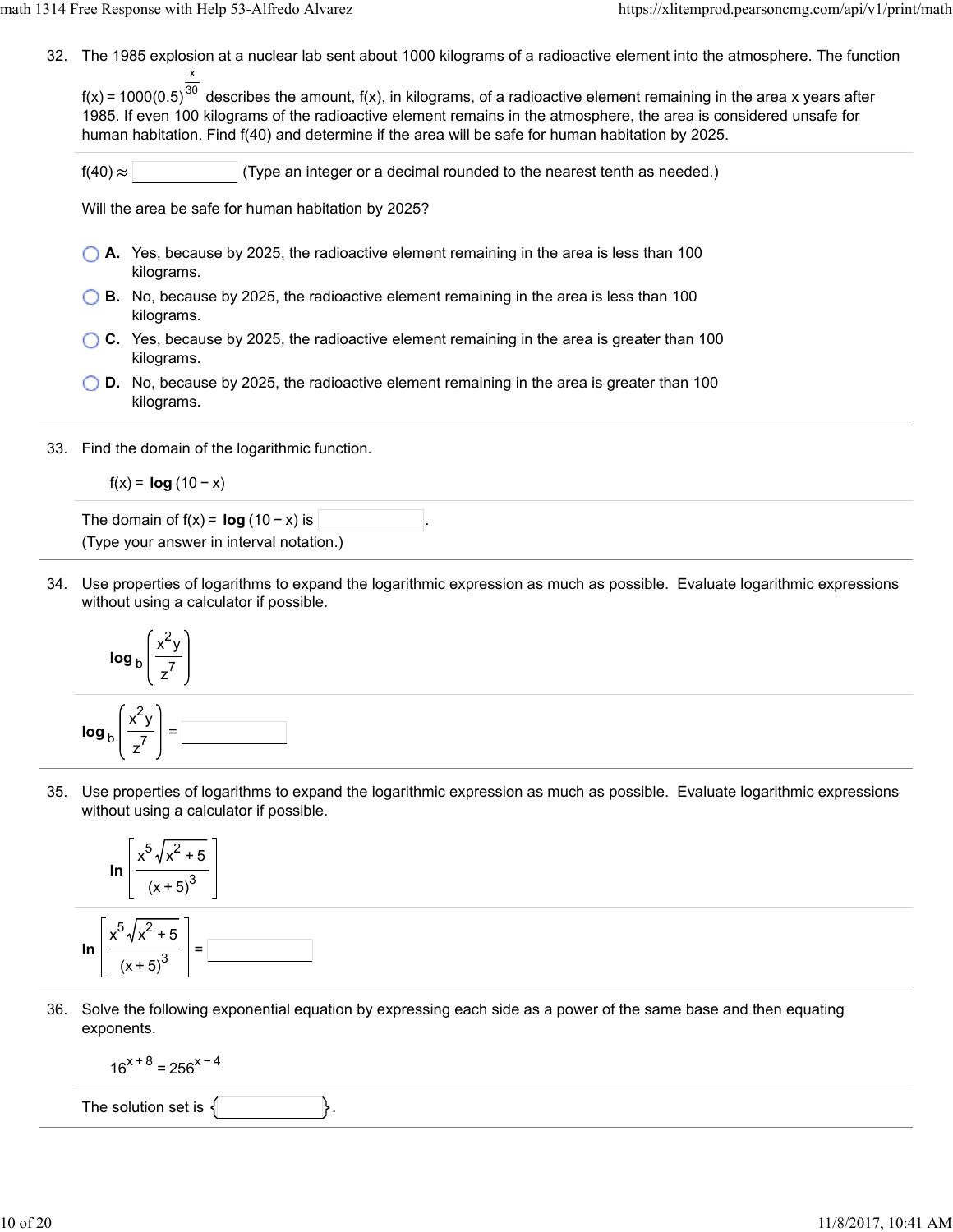32. The 1985 explosion at a nuclear lab sent about 1000 kilograms of a radioactive element into the atmosphere. The function $f(x) = 1000(0.5)^{\frac{x}{30}}$ describes the amount, f(x), in kilograms, of a radioactive element remaining in the area x years after 1985. If even 100 kilograms of the radioactive element remains in the atmosphere, the area is considered unsafe for human habitation. Find f(40) and determine if the area will be safe for human habitation by 2025.

$f(40) \approx$ ______ (Type an integer or a decimal rounded to the nearest tenth as needed.)

Will the area be safe for human habitation by 2025?

- A. Yes, because by 2025, the radioactive element remaining in the area is less than 100 kilograms.
- B. No, because by 2025, the radioactive element remaining in the area is less than 100 kilograms.
- C. Yes, because by 2025, the radioactive element remaining in the area is greater than 100 kilograms.
- D. No, because by 2025, the radioactive element remaining in the area is greater than 100 kilograms.

33. Find the domain of the logarithmic function.

$f(x) = \log(10 - x)$

The domain of $f(x) = \log(10 - x)$ is ______.
(Type your answer in interval notation.)

34. Use properties of logarithms to expand the logarithmic expression as much as possible. Evaluate logarithmic expressions without using a calculator if possible.

$$\log_b\left(\frac{x^2 y}{z^7}\right)$$

$\log_b\left(\frac{x^2 y}{z^7}\right) =$ ______

35. Use properties of logarithms to expand the logarithmic expression as much as possible. Evaluate logarithmic expressions without using a calculator if possible.

$$\ln\left[\frac{x^5\sqrt{x^2+5}}{(x+5)^3}\right]$$

$\ln\left[\frac{x^5\sqrt{x^2+5}}{(x+5)^3}\right] =$ ______

36. Solve the following exponential equation by expressing each side as a power of the same base and then equating exponents.

$$16^{x+8} = 256^{x-4}$$

The solution set is { ______ }.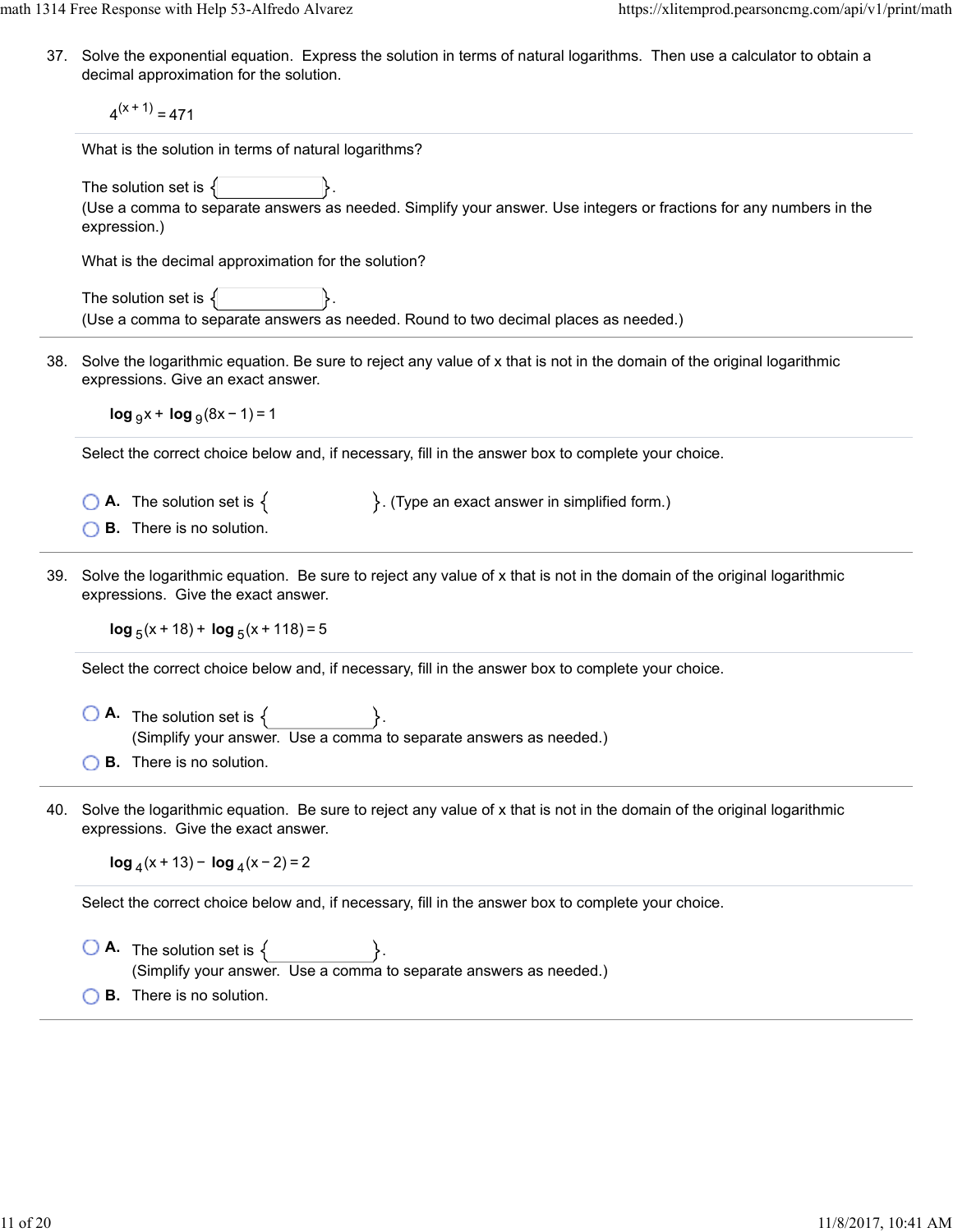37. Solve the exponential equation. Express the solution in terms of natural logarithms. Then use a calculator to obtain a decimal approximation for the solution.

$$4^{(x+1)} = 471$$

What is the solution in terms of natural logarithms?

The solution set is { }.
(Use a comma to separate answers as needed. Simplify your answer. Use integers or fractions for any numbers in the expression.)

What is the decimal approximation for the solution?

The solution set is { }.
(Use a comma to separate answers as needed. Round to two decimal places as needed.)

38. Solve the logarithmic equation. Be sure to reject any value of x that is not in the domain of the original logarithmic expressions. Give an exact answer.

$$\log_9 x + \log_9 (8x - 1) = 1$$

Select the correct choice below and, if necessary, fill in the answer box to complete your choice.

- **A.** The solution set is { }. (Type an exact answer in simplified form.)
- **B.** There is no solution.

39. Solve the logarithmic equation. Be sure to reject any value of x that is not in the domain of the original logarithmic expressions. Give the exact answer.

$$\log_5 (x + 18) + \log_5 (x + 118) = 5$$

Select the correct choice below and, if necessary, fill in the answer box to complete your choice.

- **A.** The solution set is { }.
  (Simplify your answer. Use a comma to separate answers as needed.)
- **B.** There is no solution.

40. Solve the logarithmic equation. Be sure to reject any value of x that is not in the domain of the original logarithmic expressions. Give the exact answer.

$$\log_4 (x + 13) - \log_4 (x - 2) = 2$$

Select the correct choice below and, if necessary, fill in the answer box to complete your choice.

- **A.** The solution set is { }.
  (Simplify your answer. Use a comma to separate answers as needed.)
- **B.** There is no solution.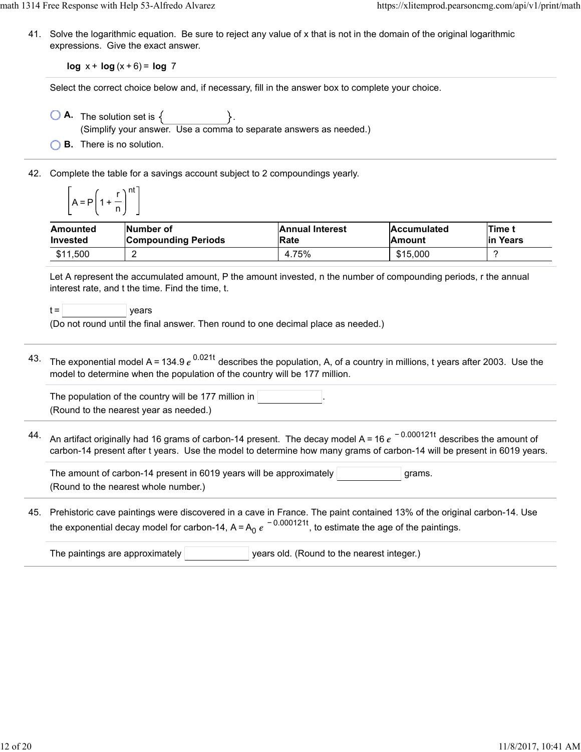41. Solve the logarithmic equation. Be sure to reject any value of x that is not in the domain of the original logarithmic expressions. Give the exact answer.

$$\log x + \log (x+6) = \log 7$$

Select the correct choice below and, if necessary, fill in the answer box to complete your choice.

- **A.** The solution set is { ____ }.
  (Simplify your answer. Use a comma to separate answers as needed.)
- **B.** There is no solution.

42. Complete the table for a savings account subject to 2 compoundings yearly.

$$\left[A = P\left(1 + \frac{r}{n}\right)^{nt}\right]$$

| Amounted Invested | Number of Compounding Periods | Annual Interest Rate | Accumulated Amount | Time t in Years |
|---|---|---|---|---|
| $11,500 | 2 | 4.75% | $15,000 | ? |

Let A represent the accumulated amount, P the amount invested, n the number of compounding periods, r the annual interest rate, and t the time. Find the time, t.

t = ____ years
(Do not round until the final answer. Then round to one decimal place as needed.)

43. The exponential model $A = 134.9\,e^{0.021t}$ describes the population, A, of a country in millions, t years after 2003. Use the model to determine when the population of the country will be 177 million.

The population of the country will be 177 million in ____.
(Round to the nearest year as needed.)

44. An artifact originally had 16 grams of carbon-14 present. The decay model $A = 16\,e^{-0.000121t}$ describes the amount of carbon-14 present after t years. Use the model to determine how many grams of carbon-14 will be present in 6019 years.

The amount of carbon-14 present in 6019 years will be approximately ____ grams.
(Round to the nearest whole number.)

45. Prehistoric cave paintings were discovered in a cave in France. The paint contained 13% of the original carbon-14. Use the exponential decay model for carbon-14, $A = A_0\,e^{-0.000121t}$, to estimate the age of the paintings.

The paintings are approximately ____ years old. (Round to the nearest integer.)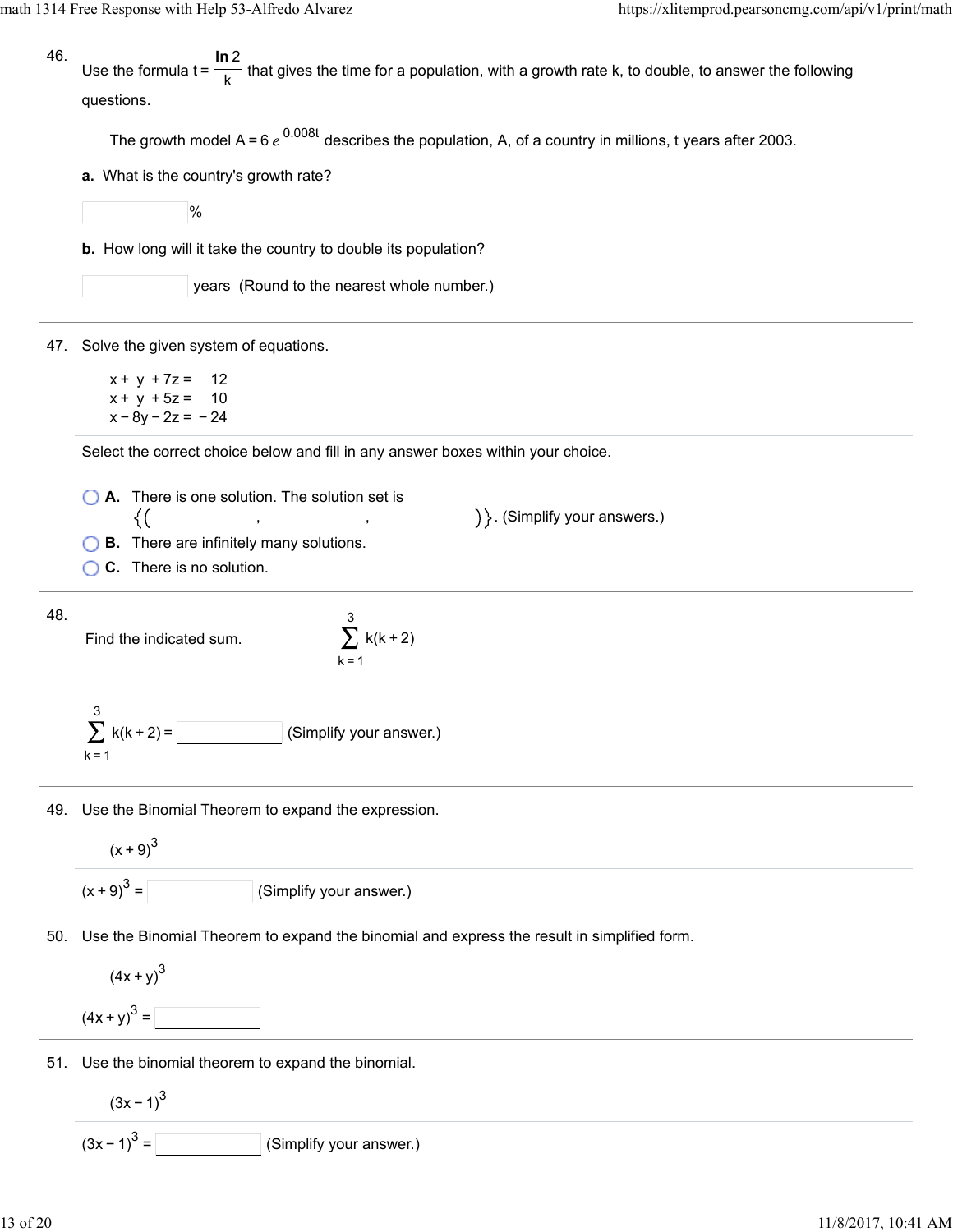46. Use the formula $t = \frac{\ln 2}{k}$ that gives the time for a population, with a growth rate k, to double, to answer the following questions.

The growth model $A = 6e^{0.008t}$ describes the population, A, of a country in millions, t years after 2003.

**a.** What is the country's growth rate?

______ %

**b.** How long will it take the country to double its population?

______ years (Round to the nearest whole number.)

---

47. Solve the given system of equations.

$$
\begin{aligned}
x + y + 7z &= 12 \\
x + y + 5z &= 10 \\
x - 8y - 2z &= -24
\end{aligned}
$$

Select the correct choice below and fill in any answer boxes within your choice.

- **A.** There is one solution. The solution set is $\{($ ______ , ______ , ______ $)\}$. (Simplify your answers.)
- **B.** There are infinitely many solutions.
- **C.** There is no solution.

---

48. Find the indicated sum. $\sum_{k=1}^{3} k(k+2)$

$\sum_{k=1}^{3} k(k+2) =$ ______ (Simplify your answer.)

---

49. Use the Binomial Theorem to expand the expression.

$(x+9)^3$

$(x+9)^3 =$ ______ (Simplify your answer.)

---

50. Use the Binomial Theorem to expand the binomial and express the result in simplified form.

$(4x+y)^3$

$(4x+y)^3 =$ ______

---

51. Use the binomial theorem to expand the binomial.

$(3x-1)^3$

$(3x-1)^3 =$ ______ (Simplify your answer.)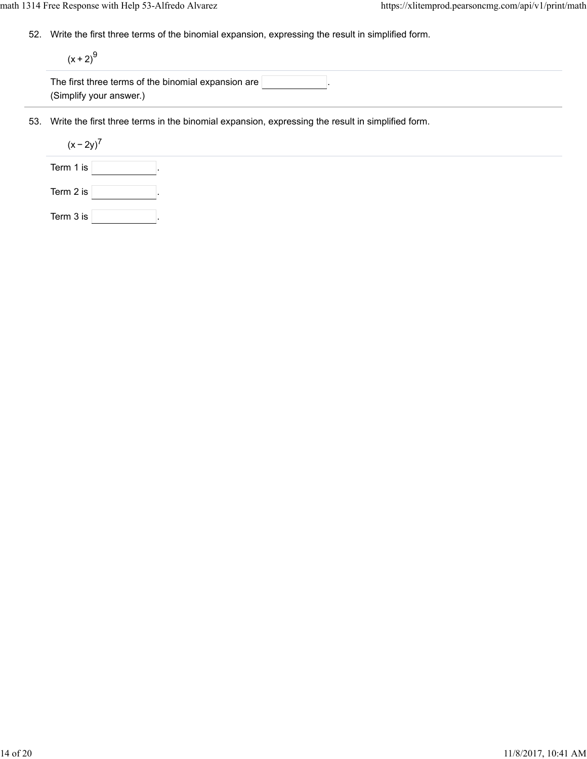52. Write the first three terms of the binomial expansion, expressing the result in simplified form.

$$(x+2)^9$$

The first three terms of the binomial expansion are ______.
(Simplify your answer.)

53. Write the first three terms in the binomial expansion, expressing the result in simplified form.

$$(x-2y)^7$$

Term 1 is ______.

Term 2 is ______.

Term 3 is ______.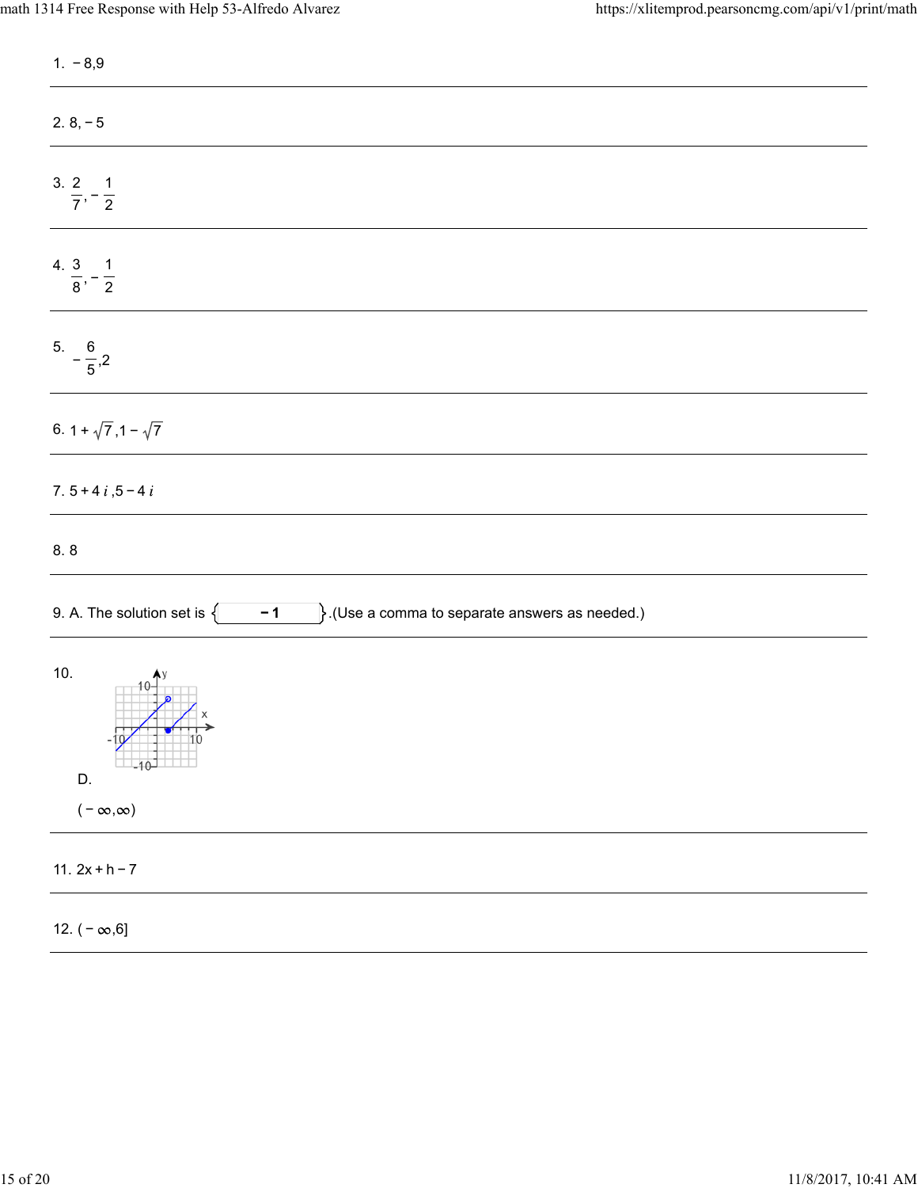1. $-8, 9$

---

2. $8, -5$

---

3. $\frac{2}{7}, -\frac{1}{2}$

---

4. $\frac{3}{8}, -\frac{1}{2}$

---

5. $-\frac{6}{5}, 2$

---

6. $1+\sqrt{7}, 1-\sqrt{7}$

---

7. $5+4i, 5-4i$

---

8. $8$

---

9. A. The solution set is $\{-1\}$.(Use a comma to separate answers as needed.)

---

10.

D.

$(-\infty, \infty)$

---

11. $2x+h-7$

---

12. $(-\infty, 6]$

---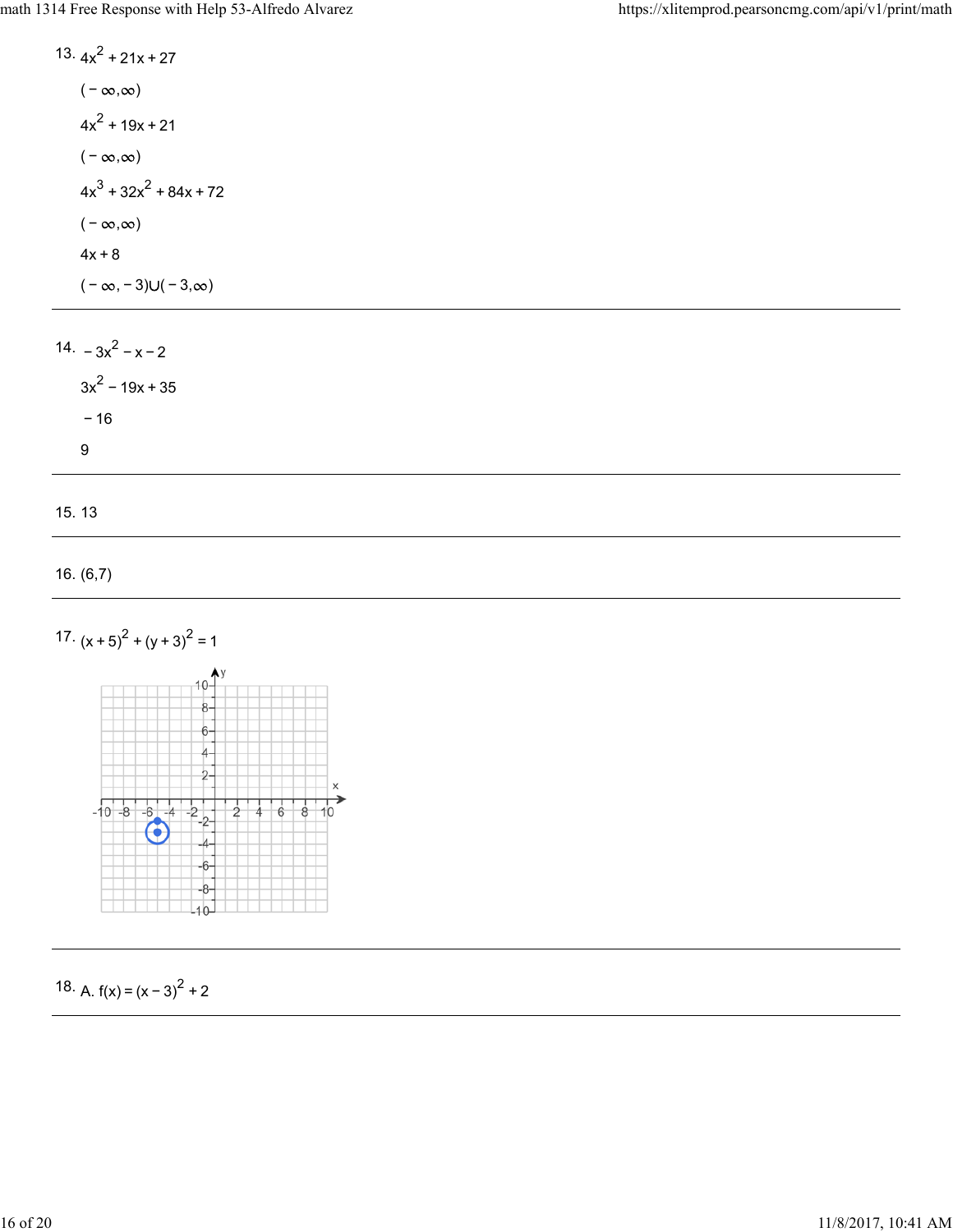13. $4x^2 + 21x + 27$

$(-\infty, \infty)$

$4x^2 + 19x + 21$

$(-\infty, \infty)$

$4x^3 + 32x^2 + 84x + 72$

$(-\infty, \infty)$

$4x + 8$

$(-\infty, -3) \cup (-3, \infty)$

---

14. $-3x^2 - x - 2$

$3x^2 - 19x + 35$

$-16$

$9$

---

15. 13

---

16. (6,7)

---

17. $(x + 5)^2 + (y + 3)^2 = 1$

---

18. A. $f(x) = (x - 3)^2 + 2$

---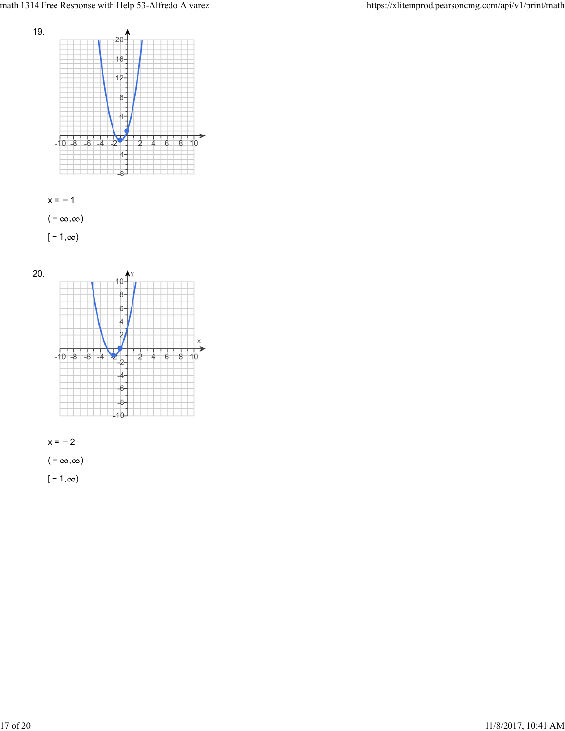19.

$x = -1$

$(-\infty, \infty)$

$[-1, \infty)$

---

20.

$x = -2$

$(-\infty, \infty)$

$[-1, \infty)$

---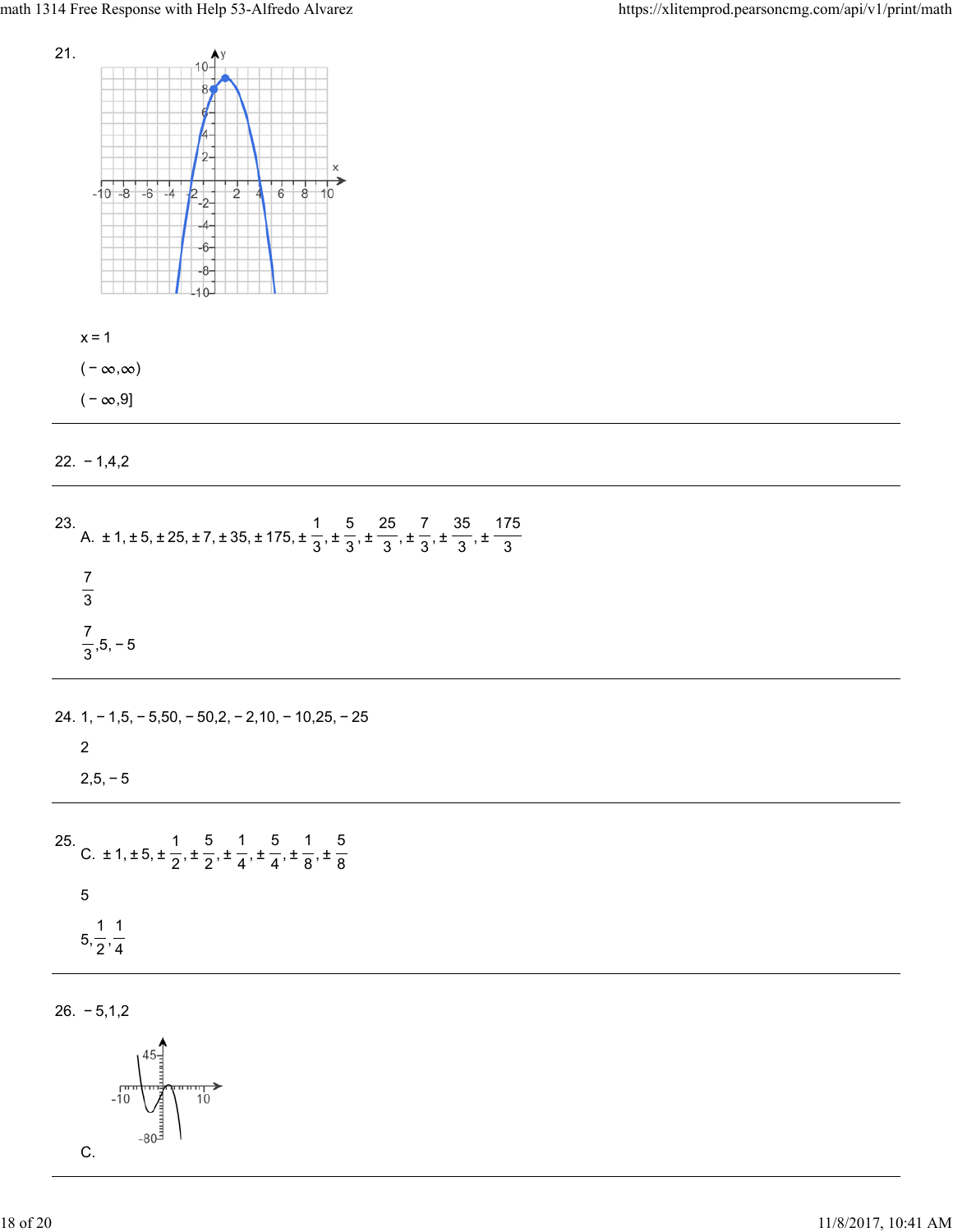21.

$x = 1$

$(-\infty, \infty)$

$(-\infty, 9]$

---

22. $-1, 4, 2$

---

23. A. $\pm 1, \pm 5, \pm 25, \pm 7, \pm 35, \pm 175, \pm \frac{1}{3}, \pm \frac{5}{3}, \pm \frac{25}{3}, \pm \frac{7}{3}, \pm \frac{35}{3}, \pm \frac{175}{3}$

$\frac{7}{3}$

$\frac{7}{3}, 5, -5$

---

24. $1, -1, 5, -5, 50, -50, 2, -2, 10, -10, 25, -25$

2

$2, 5, -5$

---

25. C. $\pm 1, \pm 5, \pm \frac{1}{2}, \pm \frac{5}{2}, \pm \frac{1}{4}, \pm \frac{5}{4}, \pm \frac{1}{8}, \pm \frac{5}{8}$

5

$5, \frac{1}{2}, \frac{1}{4}$

---

26. $-5, 1, 2$

C.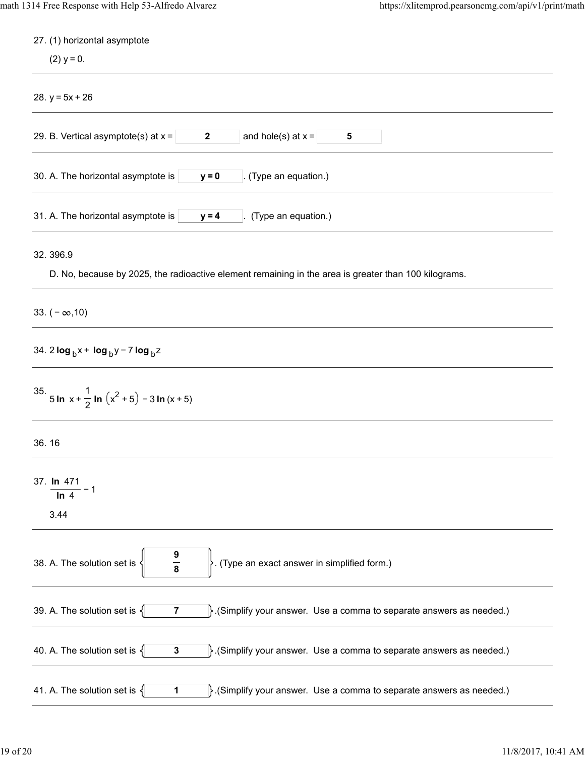27. (1) horizontal asymptote

(2) $y = 0$.

---

28. $y = 5x + 26$

---

29. B. Vertical asymptote(s) at $x =$ **2** and hole(s) at $x =$ **5**

---

30. A. The horizontal asymptote is **$y = 0$**. (Type an equation.)

---

31. A. The horizontal asymptote is **$y = 4$**. (Type an equation.)

---

32. 396.9

D. No, because by 2025, the radioactive element remaining in the area is greater than 100 kilograms.

---

33. $(-\infty, 10)$

---

34. $2\log_b x + \log_b y - 7\log_b z$

---

35. $5\ln x + \frac{1}{2}\ln\left(x^2 + 5\right) - 3\ln(x + 5)$

---

36. 16

---

37. $\frac{\ln 471}{\ln 4} - 1$

3.44

---

38. A. The solution set is $\left\{ \frac{9}{8} \right\}$. (Type an exact answer in simplified form.)

---

39. A. The solution set is $\{ 7 \}$.(Simplify your answer. Use a comma to separate answers as needed.)

---

40. A. The solution set is $\{ 3 \}$.(Simplify your answer. Use a comma to separate answers as needed.)

---

41. A. The solution set is $\{ 1 \}$.(Simplify your answer. Use a comma to separate answers as needed.)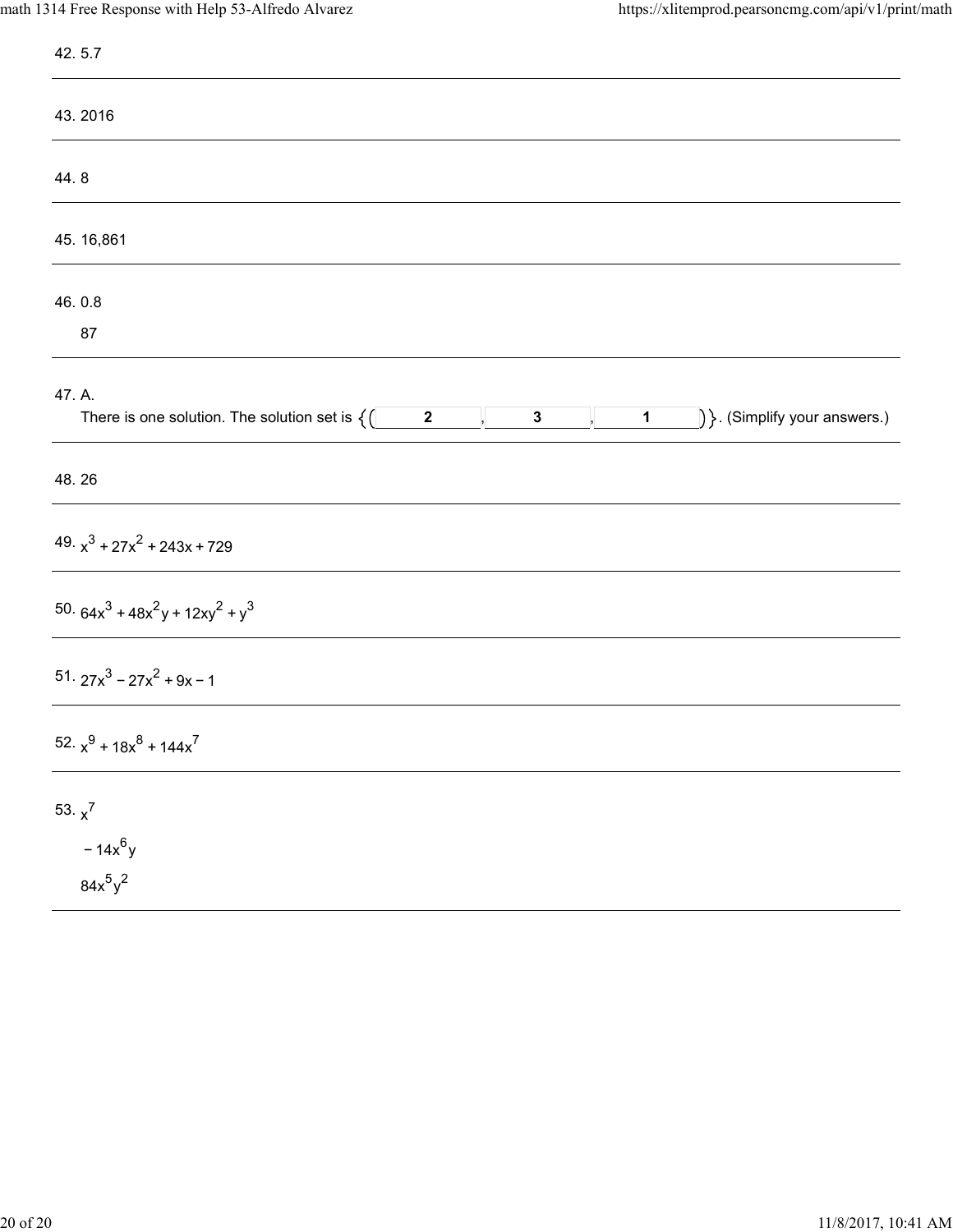42. 5.7

43. 2016

44. 8

45. 16,861

46. 0.8

87

47. A.

There is one solution. The solution set is $\{(2, 3, 1)\}$. (Simplify your answers.)

48. 26

49. $x^3 + 27x^2 + 243x + 729$

50. $64x^3 + 48x^2y + 12xy^2 + y^3$

51. $27x^3 - 27x^2 + 9x - 1$

52. $x^9 + 18x^8 + 144x^7$

53. $x^7$

$-14x^6y$

$84x^5y^2$